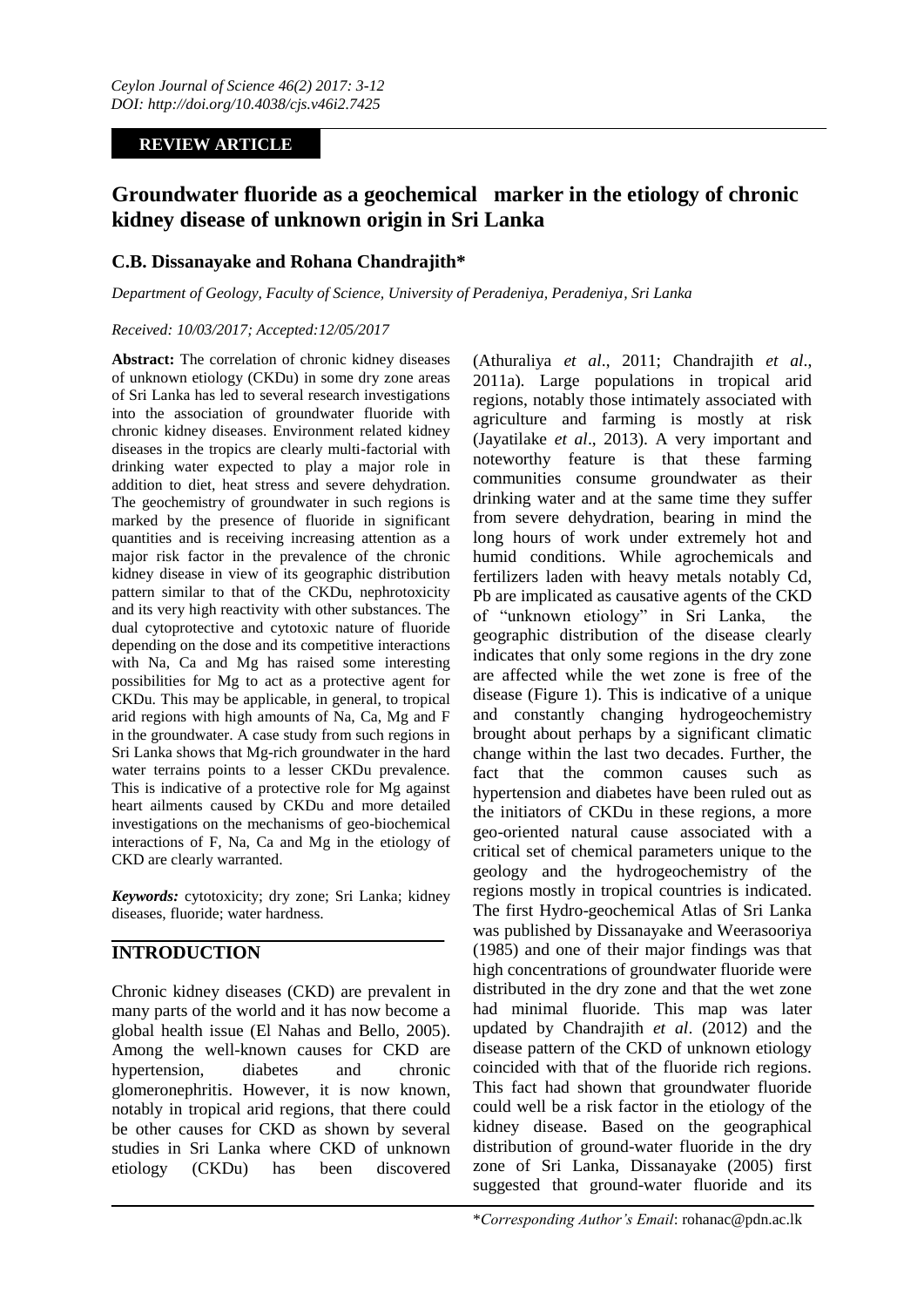**REVIEW ARTICLE**

# Groundwater fluoride as a geochemical marker in the etiology of chronic kidney disease of unknown origin in Sri Lanka

## C.B. Dissanayake and Rohana Chandrajith*

*Department of Geology, Faculty of Science, University of Peradeniya, Peradeniya, Sri Lanka*

*Received: 10/03/2017; Accepted:12/05/2017*

**Abstract:** The correlation of chronic kidney diseases of unknown etiology (CKDu) in some dry zone areas of Sri Lanka has led to several research investigations into the association of groundwater fluoride with chronic kidney diseases. Environment related kidney diseases in the tropics are clearly multi-factorial with drinking water expected to play a major role in addition to diet, heat stress and severe dehydration. The geochemistry of groundwater in such regions is marked by the presence of fluoride in significant quantities and is receiving increasing attention as a major risk factor in the prevalence of the chronic kidney disease in view of its geographic distribution pattern similar to that of the CKDu, nephrotoxicity and its very high reactivity with other substances. The dual cytoprotective and cytotoxic nature of fluoride depending on the dose and its competitive interactions with Na, Ca and Mg has raised some interesting possibilities for Mg to act as a protective agent for CKDu. This may be applicable, in general, to tropical arid regions with high amounts of Na, Ca, Mg and F in the groundwater. A case study from such regions in Sri Lanka shows that Mg-rich groundwater in the hard water terrains points to a lesser CKDu prevalence. This is indicative of a protective role for Mg against heart ailments caused by CKDu and more detailed investigations on the mechanisms of geo-biochemical interactions of F, Na, Ca and Mg in the etiology of CKD are clearly warranted.

***Keywords:*** cytotoxicity; dry zone; Sri Lanka; kidney diseases, fluoride; water hardness.

## INTRODUCTION

Chronic kidney diseases (CKD) are prevalent in many parts of the world and it has now become a global health issue (El Nahas and Bello, 2005). Among the well-known causes for CKD are hypertension, diabetes and chronic glomeronephritis. However, it is now known, notably in tropical arid regions, that there could be other causes for CKD as shown by several studies in Sri Lanka where CKD of unknown etiology (CKDu) has been discovered (Athuraliya *et al*., 2011; Chandrajith *et al*., 2011a). Large populations in tropical arid regions, notably those intimately associated with agriculture and farming is mostly at risk (Jayatilake *et al*., 2013). A very important and noteworthy feature is that these farming communities consume groundwater as their drinking water and at the same time they suffer from severe dehydration, bearing in mind the long hours of work under extremely hot and humid conditions. While agrochemicals and fertilizers laden with heavy metals notably Cd, Pb are implicated as causative agents of the CKD of "unknown etiology" in Sri Lanka, the geographic distribution of the disease clearly indicates that only some regions in the dry zone are affected while the wet zone is free of the disease (Figure 1). This is indicative of a unique and constantly changing hydrogeochemistry brought about perhaps by a significant climatic change within the last two decades. Further, the fact that the common causes such as hypertension and diabetes have been ruled out as the initiators of CKDu in these regions, a more geo-oriented natural cause associated with a critical set of chemical parameters unique to the geology and the hydrogeochemistry of the regions mostly in tropical countries is indicated. The first Hydro-geochemical Atlas of Sri Lanka was published by Dissanayake and Weerasooriya (1985) and one of their major findings was that high concentrations of groundwater fluoride were distributed in the dry zone and that the wet zone had minimal fluoride. This map was later updated by Chandrajith *et al*. (2012) and the disease pattern of the CKD of unknown etiology coincided with that of the fluoride rich regions. This fact had shown that groundwater fluoride could well be a risk factor in the etiology of the kidney disease. Based on the geographical distribution of ground-water fluoride in the dry zone of Sri Lanka, Dissanayake (2005) first suggested that ground-water fluoride and its

\**Corresponding Author's Email*: rohanac@pdn.ac.lk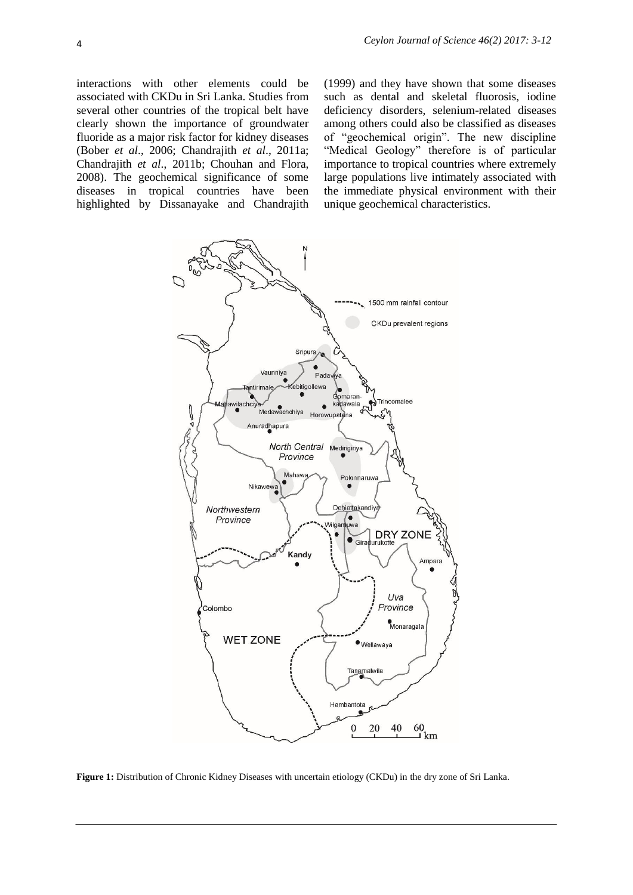interactions with other elements could be associated with CKDu in Sri Lanka. Studies from several other countries of the tropical belt have clearly shown the importance of groundwater fluoride as a major risk factor for kidney diseases (Bober *et al*., 2006; Chandrajith *et al*., 2011a; Chandrajith *et al*., 2011b; Chouhan and Flora, 2008). The geochemical significance of some diseases in tropical countries have been highlighted by Dissanayake and Chandrajith (1999) and they have shown that some diseases such as dental and skeletal fluorosis, iodine deficiency disorders, selenium-related diseases among others could also be classified as diseases of "geochemical origin". The new discipline "Medical Geology" therefore is of particular importance to tropical countries where extremely large populations live intimately associated with the immediate physical environment with their unique geochemical characteristics.

**Figure 1:** Distribution of Chronic Kidney Diseases with uncertain etiology (CKDu) in the dry zone of Sri Lanka.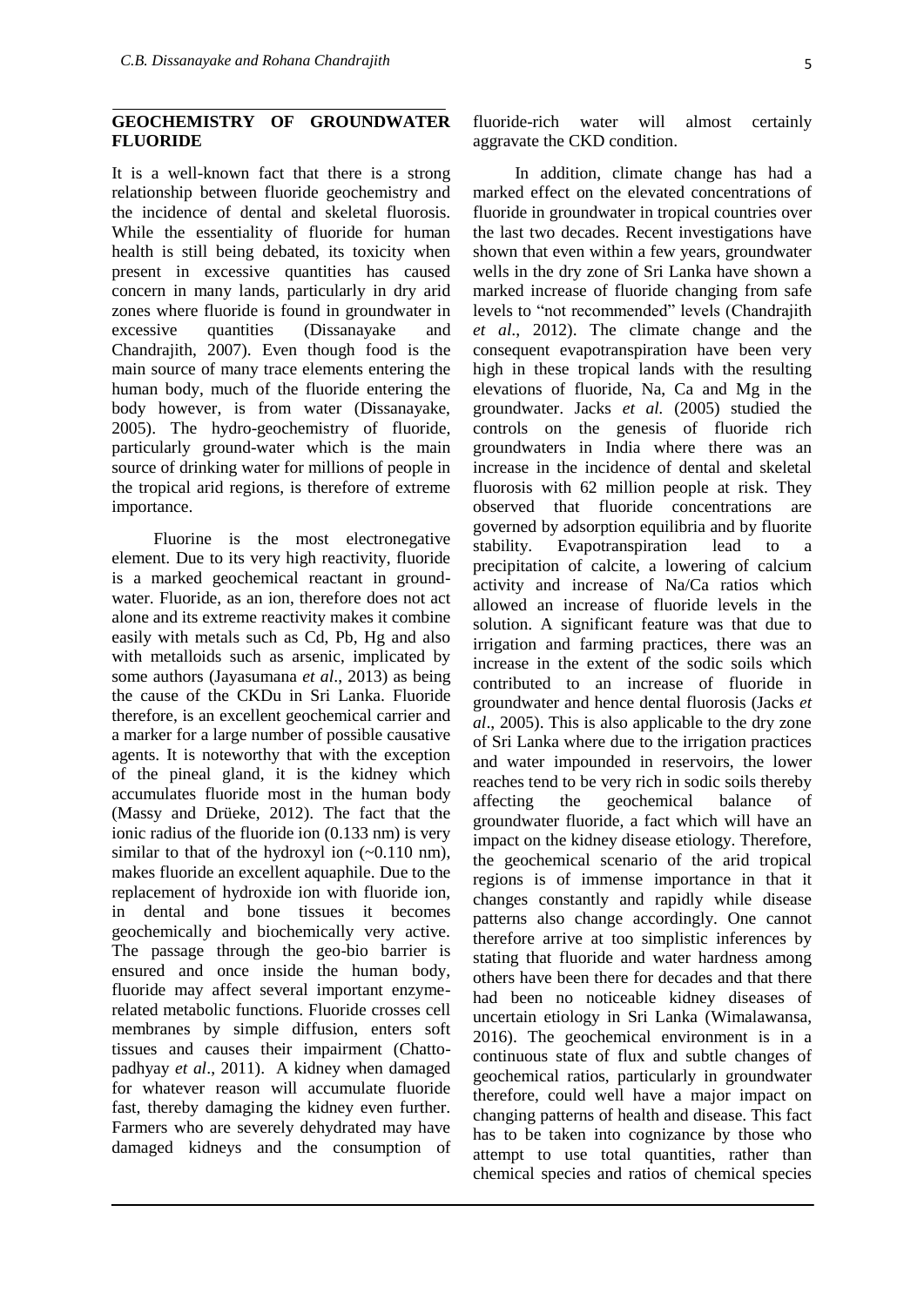## GEOCHEMISTRY OF GROUNDWATER FLUORIDE

It is a well-known fact that there is a strong relationship between fluoride geochemistry and the incidence of dental and skeletal fluorosis. While the essentiality of fluoride for human health is still being debated, its toxicity when present in excessive quantities has caused concern in many lands, particularly in dry arid zones where fluoride is found in groundwater in excessive quantities (Dissanayake and Chandrajith, 2007). Even though food is the main source of many trace elements entering the human body, much of the fluoride entering the body however, is from water (Dissanayake, 2005). The hydro-geochemistry of fluoride, particularly ground-water which is the main source of drinking water for millions of people in the tropical arid regions, is therefore of extreme importance.

Fluorine is the most electronegative element. Due to its very high reactivity, fluoride is a marked geochemical reactant in groundwater. Fluoride, as an ion, therefore does not act alone and its extreme reactivity makes it combine easily with metals such as Cd, Pb, Hg and also with metalloids such as arsenic, implicated by some authors (Jayasumana *et al*., 2013) as being the cause of the CKDu in Sri Lanka. Fluoride therefore, is an excellent geochemical carrier and a marker for a large number of possible causative agents. It is noteworthy that with the exception of the pineal gland, it is the kidney which accumulates fluoride most in the human body (Massy and Drüeke, 2012). The fact that the ionic radius of the fluoride ion (0.133 nm) is very similar to that of the hydroxyl ion (~0.110 nm), makes fluoride an excellent aquaphile. Due to the replacement of hydroxide ion with fluoride ion, in dental and bone tissues it becomes geochemically and biochemically very active. The passage through the geo-bio barrier is ensured and once inside the human body, fluoride may affect several important enzyme-related metabolic functions. Fluoride crosses cell membranes by simple diffusion, enters soft tissues and causes their impairment (Chattopadhyay *et al*., 2011). A kidney when damaged for whatever reason will accumulate fluoride fast, thereby damaging the kidney even further. Farmers who are severely dehydrated may have damaged kidneys and the consumption of fluoride-rich water will almost certainly aggravate the CKD condition.

In addition, climate change has had a marked effect on the elevated concentrations of fluoride in groundwater in tropical countries over the last two decades. Recent investigations have shown that even within a few years, groundwater wells in the dry zone of Sri Lanka have shown a marked increase of fluoride changing from safe levels to "not recommended" levels (Chandrajith *et al*., 2012). The climate change and the consequent evapotranspiration have been very high in these tropical lands with the resulting elevations of fluoride, Na, Ca and Mg in the groundwater. Jacks *et al.* (2005) studied the controls on the genesis of fluoride rich groundwaters in India where there was an increase in the incidence of dental and skeletal fluorosis with 62 million people at risk. They observed that fluoride concentrations are governed by adsorption equilibria and by fluorite stability. Evapotranspiration lead to a precipitation of calcite, a lowering of calcium activity and increase of Na/Ca ratios which allowed an increase of fluoride levels in the solution. A significant feature was that due to irrigation and farming practices, there was an increase in the extent of the sodic soils which contributed to an increase of fluoride in groundwater and hence dental fluorosis (Jacks *et al*., 2005). This is also applicable to the dry zone of Sri Lanka where due to the irrigation practices and water impounded in reservoirs, the lower reaches tend to be very rich in sodic soils thereby affecting the geochemical balance of groundwater fluoride, a fact which will have an impact on the kidney disease etiology. Therefore, the geochemical scenario of the arid tropical regions is of immense importance in that it changes constantly and rapidly while disease patterns also change accordingly. One cannot therefore arrive at too simplistic inferences by stating that fluoride and water hardness among others have been there for decades and that there had been no noticeable kidney diseases of uncertain etiology in Sri Lanka (Wimalawansa, 2016). The geochemical environment is in a continuous state of flux and subtle changes of geochemical ratios, particularly in groundwater therefore, could well have a major impact on changing patterns of health and disease. This fact has to be taken into cognizance by those who attempt to use total quantities, rather than chemical species and ratios of chemical species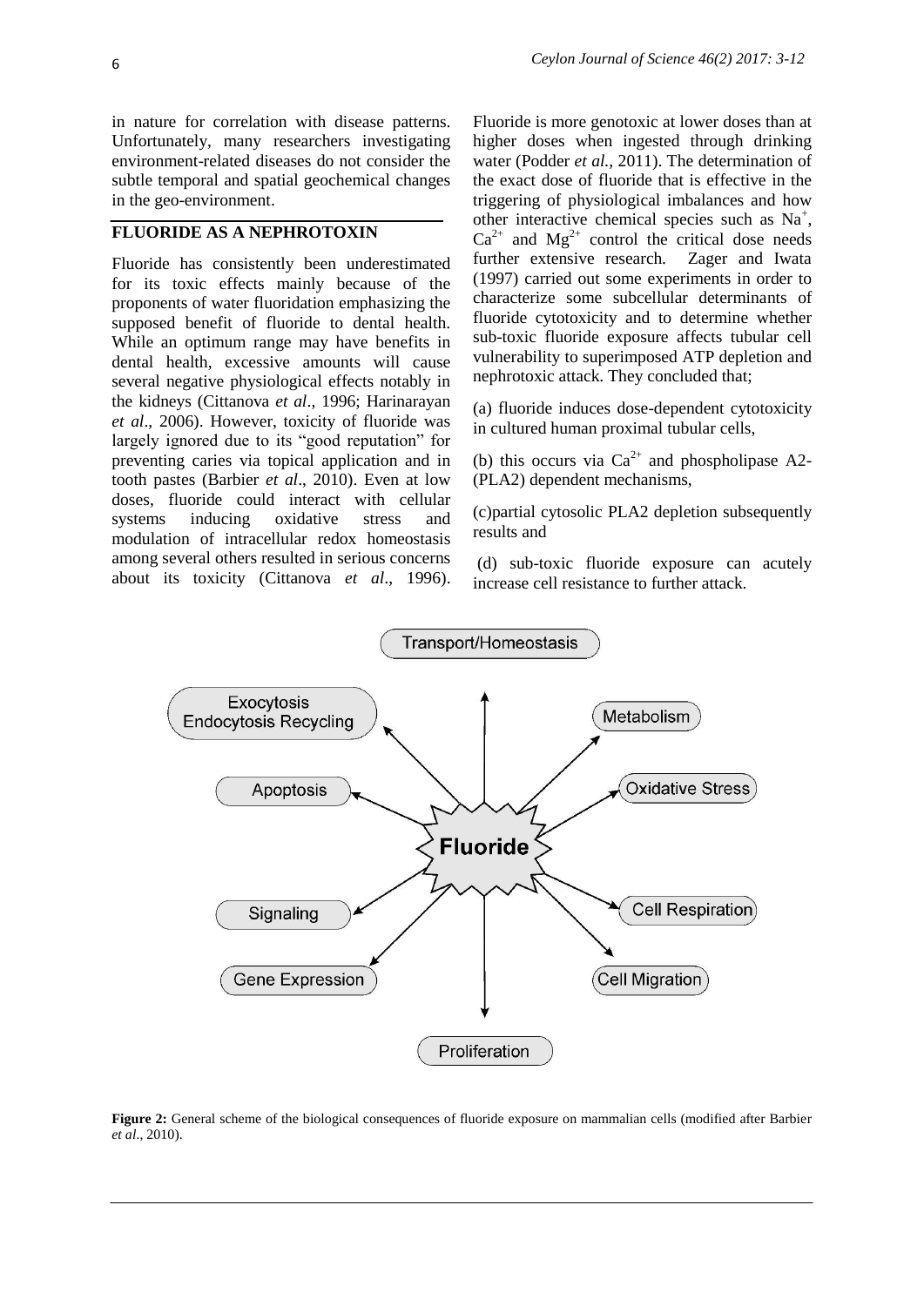in nature for correlation with disease patterns. Unfortunately, many researchers investigating environment-related diseases do not consider the subtle temporal and spatial geochemical changes in the geo-environment.

## FLUORIDE AS A NEPHROTOXIN

Fluoride has consistently been underestimated for its toxic effects mainly because of the proponents of water fluoridation emphasizing the supposed benefit of fluoride to dental health. While an optimum range may have benefits in dental health, excessive amounts will cause several negative physiological effects notably in the kidneys (Cittanova *et al*., 1996; Harinarayan *et al*., 2006). However, toxicity of fluoride was largely ignored due to its "good reputation" for preventing caries via topical application and in tooth pastes (Barbier *et al*., 2010). Even at low doses, fluoride could interact with cellular systems inducing oxidative stress and modulation of intracellular redox homeostasis among several others resulted in serious concerns about its toxicity (Cittanova *et al*., 1996). Fluoride is more genotoxic at lower doses than at higher doses when ingested through drinking water (Podder *et al.,* 2011). The determination of the exact dose of fluoride that is effective in the triggering of physiological imbalances and how other interactive chemical species such as $Na^{+}$, $Ca^{2+}$ and $Mg^{2+}$ control the critical dose needs further extensive research. Zager and Iwata (1997) carried out some experiments in order to characterize some subcellular determinants of fluoride cytotoxicity and to determine whether sub-toxic fluoride exposure affects tubular cell vulnerability to superimposed ATP depletion and nephrotoxic attack. They concluded that;

(a) fluoride induces dose-dependent cytotoxicity in cultured human proximal tubular cells,

(b) this occurs via $Ca^{2+}$ and phospholipase A2- (PLA2) dependent mechanisms,

(c)partial cytosolic PLA2 depletion subsequently results and

(d) sub-toxic fluoride exposure can acutely increase cell resistance to further attack.

Transport/Homeostasis

Exocytosis Endocytosis Recycling

Metabolism

Apoptosis

Oxidative Stress

Fluoride

Signaling

Cell Respiration

Gene Expression

Cell Migration

Proliferation

**Figure 2:** General scheme of the biological consequences of fluoride exposure on mammalian cells (modified after Barbier *et al*., 2010).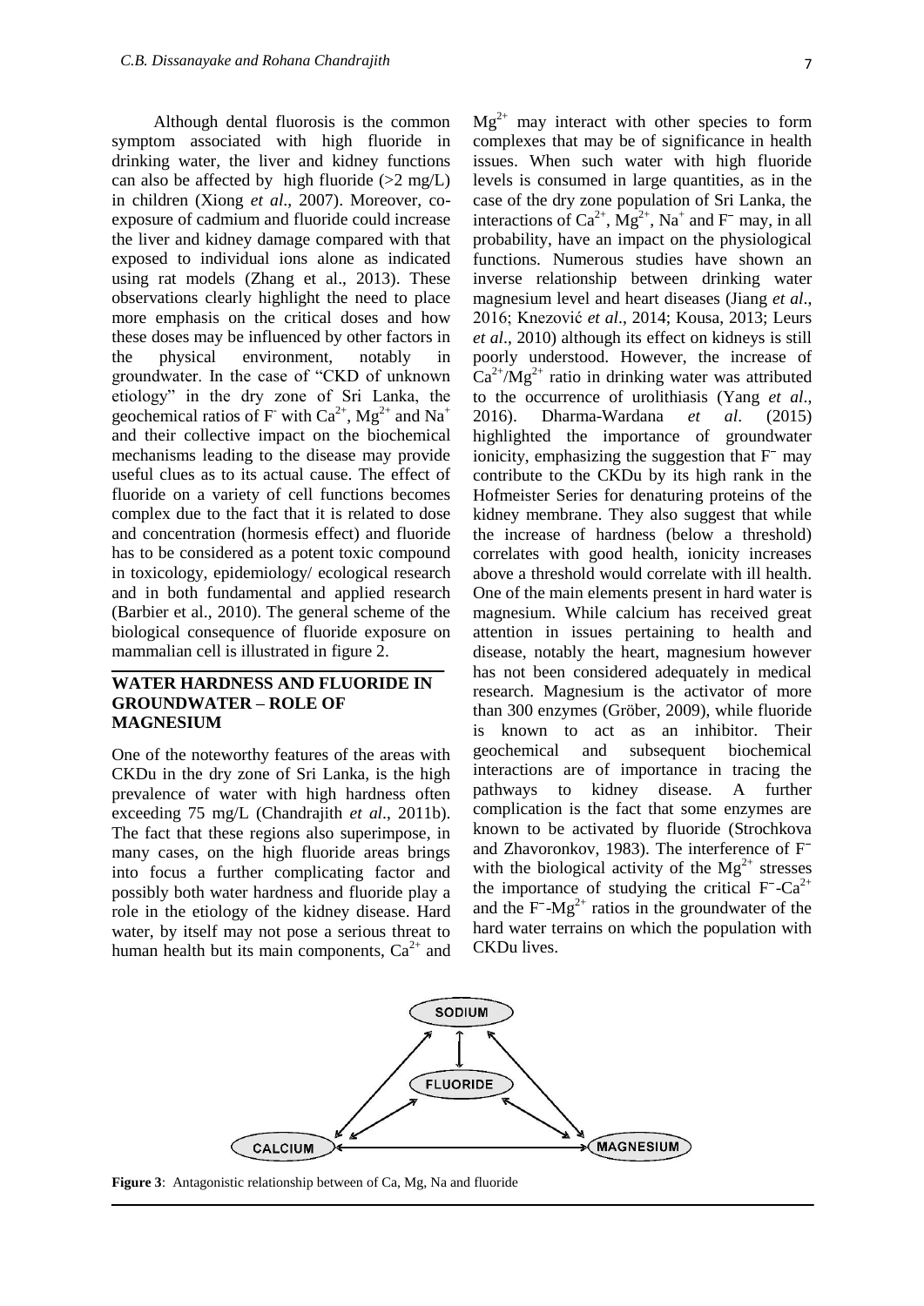Although dental fluorosis is the common symptom associated with high fluoride in drinking water, the liver and kidney functions can also be affected by high fluoride (>2 mg/L) in children (Xiong *et al*., 2007). Moreover, co-exposure of cadmium and fluoride could increase the liver and kidney damage compared with that exposed to individual ions alone as indicated using rat models (Zhang et al., 2013). These observations clearly highlight the need to place more emphasis on the critical doses and how these doses may be influenced by other factors in the physical environment, notably in groundwater. In the case of "CKD of unknown etiology" in the dry zone of Sri Lanka, the geochemical ratios of $F^-$ with $Ca^{2+}$, $Mg^{2+}$ and $Na^+$ and their collective impact on the biochemical mechanisms leading to the disease may provide useful clues as to its actual cause. The effect of fluoride on a variety of cell functions becomes complex due to the fact that it is related to dose and concentration (hormesis effect) and fluoride has to be considered as a potent toxic compound in toxicology, epidemiology/ ecological research and in both fundamental and applied research (Barbier et al., 2010). The general scheme of the biological consequence of fluoride exposure on mammalian cell is illustrated in figure 2.

## WATER HARDNESS AND FLUORIDE IN GROUNDWATER – ROLE OF MAGNESIUM

One of the noteworthy features of the areas with CKDu in the dry zone of Sri Lanka, is the high prevalence of water with high hardness often exceeding 75 mg/L (Chandrajith *et al*., 2011b). The fact that these regions also superimpose, in many cases, on the high fluoride areas brings into focus a further complicating factor and possibly both water hardness and fluoride play a role in the etiology of the kidney disease. Hard water, by itself may not pose a serious threat to human health but its main components, $Ca^{2+}$ and $Mg^{2+}$ may interact with other species to form complexes that may be of significance in health issues. When such water with high fluoride levels is consumed in large quantities, as in the case of the dry zone population of Sri Lanka, the interactions of $Ca^{2+}$, $Mg^{2+}$, $Na^+$ and $F^-$ may, in all probability, have an impact on the physiological functions. Numerous studies have shown an inverse relationship between drinking water magnesium level and heart diseases (Jiang *et al*., 2016; Knezović *et al*., 2014; Kousa, 2013; Leurs *et al*., 2010) although its effect on kidneys is still poorly understood. However, the increase of $Ca^{2+}/Mg^{2+}$ ratio in drinking water was attributed to the occurrence of urolithiasis (Yang *et al*., 2016). Dharma-Wardana *et al*. (2015) highlighted the importance of groundwater ionicity, emphasizing the suggestion that $F^-$ may contribute to the CKDu by its high rank in the Hofmeister Series for denaturing proteins of the kidney membrane. They also suggest that while the increase of hardness (below a threshold) correlates with good health, ionicity increases above a threshold would correlate with ill health. One of the main elements present in hard water is magnesium. While calcium has received great attention in issues pertaining to health and disease, notably the heart, magnesium however has not been considered adequately in medical research. Magnesium is the activator of more than 300 enzymes (Gröber, 2009), while fluoride is known to act as an inhibitor. Their geochemical and subsequent biochemical interactions are of importance in tracing the pathways to kidney disease. A further complication is the fact that some enzymes are known to be activated by fluoride (Strochkova and Zhavoronkov, 1983). The interference of $F^-$ with the biological activity of the $Mg^{2+}$ stresses the importance of studying the critical $F^-$-$Ca^{2+}$ and the $F^-$-$Mg^{2+}$ ratios in the groundwater of the hard water terrains on which the population with CKDu lives.

**Figure 3**: Antagonistic relationship between of Ca, Mg, Na and fluoride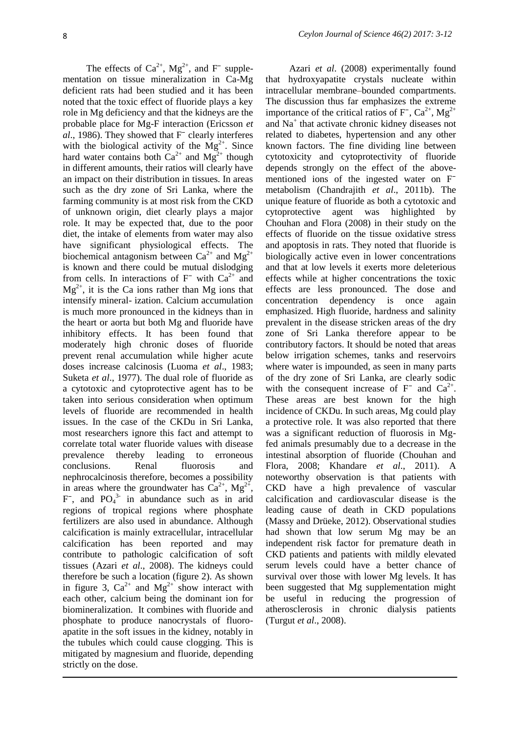The effects of $Ca^{2+}$, $Mg^{2+}$, and $F^{-}$ supplementation on tissue mineralization in Ca-Mg deficient rats had been studied and it has been noted that the toxic effect of fluoride plays a key role in Mg deficiency and that the kidneys are the probable place for Mg-F interaction (Ericsson *et al*., 1986). They showed that $F^{-}$ clearly interferes with the biological activity of the $Mg^{2+}$. Since hard water contains both $Ca^{2+}$ and $Mg^{2+}$ though in different amounts, their ratios will clearly have an impact on their distribution in tissues. In areas such as the dry zone of Sri Lanka, where the farming community is at most risk from the CKD of unknown origin, diet clearly plays a major role. It may be expected that, due to the poor diet, the intake of elements from water may also have significant physiological effects. The biochemical antagonism between $Ca^{2+}$ and $Mg^{2+}$ is known and there could be mutual dislodging from cells. In interactions of $F^{-}$ with $Ca^{2+}$ and $Mg^{2+}$, it is the Ca ions rather than Mg ions that intensify mineral- ization. Calcium accumulation is much more pronounced in the kidneys than in the heart or aorta but both Mg and fluoride have inhibitory effects. It has been found that moderately high chronic doses of fluoride prevent renal accumulation while higher acute doses increase calcinosis (Luoma *et al*., 1983; Suketa *et al*., 1977). The dual role of fluoride as a cytotoxic and cytoprotective agent has to be taken into serious consideration when optimum levels of fluoride are recommended in health issues. In the case of the CKDu in Sri Lanka, most researchers ignore this fact and attempt to correlate total water fluoride values with disease prevalence thereby leading to erroneous conclusions. Renal fluorosis and nephrocalcinosis therefore, becomes a possibility in areas where the groundwater has $Ca^{2+}$, $Mg^{2+}$, $F^{-}$, and $PO_4^{3-}$ in abundance such as in arid regions of tropical regions where phosphate fertilizers are also used in abundance. Although calcification is mainly extracellular, intracellular calcification has been reported and may contribute to pathologic calcification of soft tissues (Azari *et al*., 2008). The kidneys could therefore be such a location (figure 2). As shown in figure 3, $Ca^{2+}$ and $Mg^{2+}$ show interact with each other, calcium being the dominant ion for biomineralization. It combines with fluoride and phosphate to produce nanocrystals of fluoroapatite in the soft issues in the kidney, notably in the tubules which could cause clogging. This is mitigated by magnesium and fluoride, depending strictly on the dose.

Azari *et al*. (2008) experimentally found that hydroxyapatite crystals nucleate within intracellular membrane–bounded compartments. The discussion thus far emphasizes the extreme importance of the critical ratios of $F^{-}$, $Ca^{2+}$, $Mg^{2+}$ and $Na^{+}$ that activate chronic kidney diseases not related to diabetes, hypertension and any other known factors. The fine dividing line between cytotoxicity and cytoprotectivity of fluoride depends strongly on the effect of the above-mentioned ions of the ingested water on $F^{-}$ metabolism (Chandrajith *et al*., 2011b). The unique feature of fluoride as both a cytotoxic and cytoprotective agent was highlighted by Chouhan and Flora (2008) in their study on the effects of fluoride on the tissue oxidative stress and apoptosis in rats. They noted that fluoride is biologically active even in lower concentrations and that at low levels it exerts more deleterious effects while at higher concentrations the toxic effects are less pronounced. The dose and concentration dependency is once again emphasized. High fluoride, hardness and salinity prevalent in the disease stricken areas of the dry zone of Sri Lanka therefore appear to be contributory factors. It should be noted that areas below irrigation schemes, tanks and reservoirs where water is impounded, as seen in many parts of the dry zone of Sri Lanka, are clearly sodic with the consequent increase of $F^{-}$ and $Ca^{2+}$. These areas are best known for the high incidence of CKDu. In such areas, Mg could play a protective role. It was also reported that there was a significant reduction of fluorosis in Mg-fed animals presumably due to a decrease in the intestinal absorption of fluoride (Chouhan and Flora, 2008; Khandare *et al*., 2011). A noteworthy observation is that patients with CKD have a high prevalence of vascular calcification and cardiovascular disease is the leading cause of death in CKD populations (Massy and Drüeke, 2012). Observational studies had shown that low serum Mg may be an independent risk factor for premature death in CKD patients and patients with mildly elevated serum levels could have a better chance of survival over those with lower Mg levels. It has been suggested that Mg supplementation might be useful in reducing the progression of atherosclerosis in chronic dialysis patients (Turgut *et al*., 2008).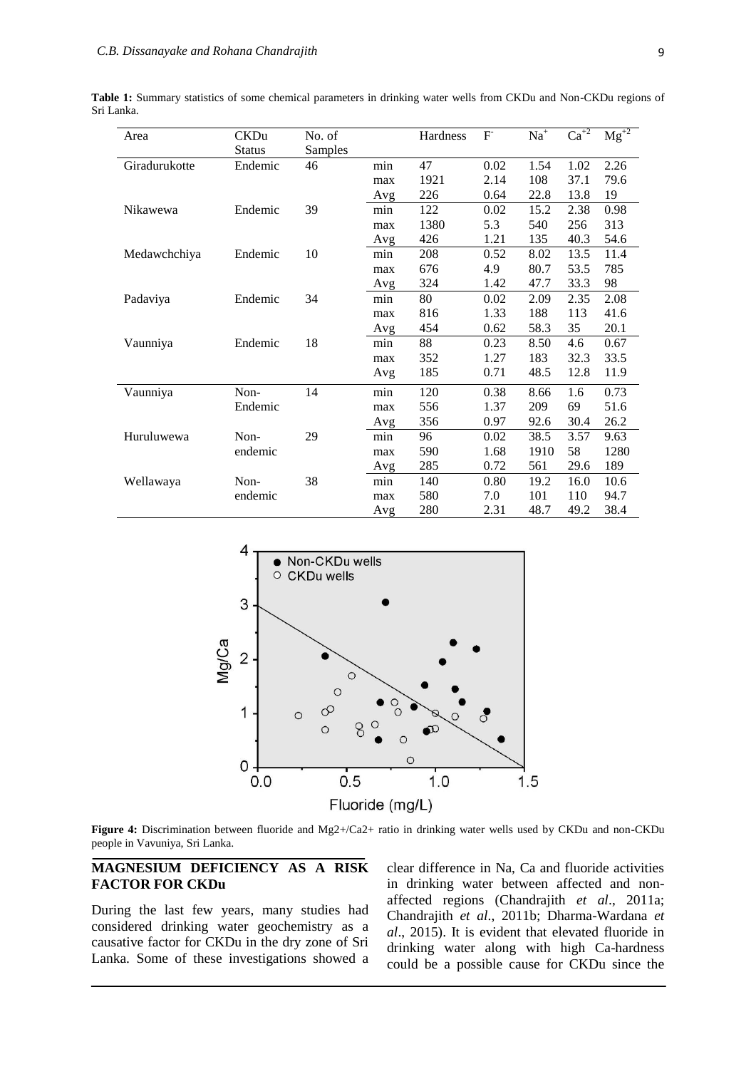**Table 1:** Summary statistics of some chemical parameters in drinking water wells from CKDu and Non-CKDu regions of Sri Lanka.

| Area | CKDu Status | No. of Samples | | Hardness | $F^-$ | $Na^+$ | $Ca^{+2}$ | $Mg^{+2}$ |
|---|---|---|---|---|---|---|---|---|
| Giradurukotte | Endemic | 46 | min | 47 | 0.02 | 1.54 | 1.02 | 2.26 |
| | | | max | 1921 | 2.14 | 108 | 37.1 | 79.6 |
| | | | Avg | 226 | 0.64 | 22.8 | 13.8 | 19 |
| Nikawewa | Endemic | 39 | min | 122 | 0.02 | 15.2 | 2.38 | 0.98 |
| | | | max | 1380 | 5.3 | 540 | 256 | 313 |
| | | | Avg | 426 | 1.21 | 135 | 40.3 | 54.6 |
| Medawchchiya | Endemic | 10 | min | 208 | 0.52 | 8.02 | 13.5 | 11.4 |
| | | | max | 676 | 4.9 | 80.7 | 53.5 | 785 |
| | | | Avg | 324 | 1.42 | 47.7 | 33.3 | 98 |
| Padaviya | Endemic | 34 | min | 80 | 0.02 | 2.09 | 2.35 | 2.08 |
| | | | max | 816 | 1.33 | 188 | 113 | 41.6 |
| | | | Avg | 454 | 0.62 | 58.3 | 35 | 20.1 |
| Vaunniya | Endemic | 18 | min | 88 | 0.23 | 8.50 | 4.6 | 0.67 |
| | | | max | 352 | 1.27 | 183 | 32.3 | 33.5 |
| | | | Avg | 185 | 0.71 | 48.5 | 12.8 | 11.9 |
| Vaunniya | Non-Endemic | 14 | min | 120 | 0.38 | 8.66 | 1.6 | 0.73 |
| | | | max | 556 | 1.37 | 209 | 69 | 51.6 |
| | | | Avg | 356 | 0.97 | 92.6 | 30.4 | 26.2 |
| Huruluwewa | Non-endemic | 29 | min | 96 | 0.02 | 38.5 | 3.57 | 9.63 |
| | | | max | 590 | 1.68 | 1910 | 58 | 1280 |
| | | | Avg | 285 | 0.72 | 561 | 29.6 | 189 |
| Wellawaya | Non-endemic | 38 | min | 140 | 0.80 | 19.2 | 16.0 | 10.6 |
| | | | max | 580 | 7.0 | 101 | 110 | 94.7 |
| | | | Avg | 280 | 2.31 | 48.7 | 49.2 | 38.4 |

**Figure 4:** Discrimination between fluoride and Mg2+/Ca2+ ratio in drinking water wells used by CKDu and non-CKDu people in Vavuniya, Sri Lanka.

## MAGNESIUM DEFICIENCY AS A RISK FACTOR FOR CKDu

During the last few years, many studies had considered drinking water geochemistry as a causative factor for CKDu in the dry zone of Sri Lanka. Some of these investigations showed a clear difference in Na, Ca and fluoride activities in drinking water between affected and non-affected regions (Chandrajith *et al*., 2011a; Chandrajith *et al*., 2011b; Dharma-Wardana *et al*., 2015). It is evident that elevated fluoride in drinking water along with high Ca-hardness could be a possible cause for CKDu since the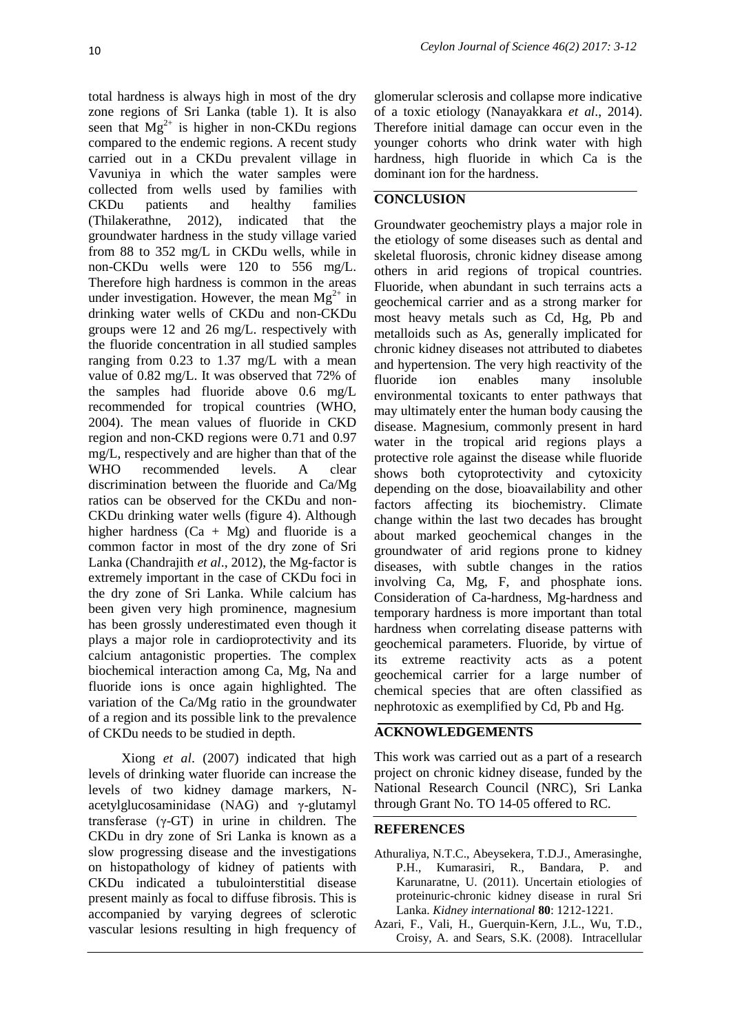total hardness is always high in most of the dry zone regions of Sri Lanka (table 1). It is also seen that $Mg^{2+}$ is higher in non-CKDu regions compared to the endemic regions. A recent study carried out in a CKDu prevalent village in Vavuniya in which the water samples were collected from wells used by families with CKDu patients and healthy families (Thilakerathne, 2012), indicated that the groundwater hardness in the study village varied from 88 to 352 mg/L in CKDu wells, while in non-CKDu wells were 120 to 556 mg/L. Therefore high hardness is common in the areas under investigation. However, the mean $Mg^{2+}$ in drinking water wells of CKDu and non-CKDu groups were 12 and 26 mg/L. respectively with the fluoride concentration in all studied samples ranging from 0.23 to 1.37 mg/L with a mean value of 0.82 mg/L. It was observed that 72% of the samples had fluoride above 0.6 mg/L recommended for tropical countries (WHO, 2004). The mean values of fluoride in CKD region and non-CKD regions were 0.71 and 0.97 mg/L, respectively and are higher than that of the WHO recommended levels. A clear discrimination between the fluoride and Ca/Mg ratios can be observed for the CKDu and non-CKDu drinking water wells (figure 4). Although higher hardness (Ca + Mg) and fluoride is a common factor in most of the dry zone of Sri Lanka (Chandrajith *et al*., 2012), the Mg-factor is extremely important in the case of CKDu foci in the dry zone of Sri Lanka. While calcium has been given very high prominence, magnesium has been grossly underestimated even though it plays a major role in cardioprotectivity and its calcium antagonistic properties. The complex biochemical interaction among Ca, Mg, Na and fluoride ions is once again highlighted. The variation of the Ca/Mg ratio in the groundwater of a region and its possible link to the prevalence of CKDu needs to be studied in depth.

Xiong *et al*. (2007) indicated that high levels of drinking water fluoride can increase the levels of two kidney damage markers, N-acetylglucosaminidase (NAG) and γ-glutamyl transferase (γ-GT) in urine in children. The CKDu in dry zone of Sri Lanka is known as a slow progressing disease and the investigations on histopathology of kidney of patients with CKDu indicated a tubulointerstitial disease present mainly as focal to diffuse fibrosis. This is accompanied by varying degrees of sclerotic vascular lesions resulting in high frequency of glomerular sclerosis and collapse more indicative of a toxic etiology (Nanayakkara *et al*., 2014). Therefore initial damage can occur even in the younger cohorts who drink water with high hardness, high fluoride in which Ca is the dominant ion for the hardness.

## CONCLUSION

Groundwater geochemistry plays a major role in the etiology of some diseases such as dental and skeletal fluorosis, chronic kidney disease among others in arid regions of tropical countries. Fluoride, when abundant in such terrains acts a geochemical carrier and as a strong marker for most heavy metals such as Cd, Hg, Pb and metalloids such as As, generally implicated for chronic kidney diseases not attributed to diabetes and hypertension. The very high reactivity of the fluoride ion enables many insoluble environmental toxicants to enter pathways that may ultimately enter the human body causing the disease. Magnesium, commonly present in hard water in the tropical arid regions plays a protective role against the disease while fluoride shows both cytoprotectivity and cytoxicity depending on the dose, bioavailability and other factors affecting its biochemistry. Climate change within the last two decades has brought about marked geochemical changes in the groundwater of arid regions prone to kidney diseases, with subtle changes in the ratios involving Ca, Mg, F, and phosphate ions. Consideration of Ca-hardness, Mg-hardness and temporary hardness is more important than total hardness when correlating disease patterns with geochemical parameters. Fluoride, by virtue of its extreme reactivity acts as a potent geochemical carrier for a large number of chemical species that are often classified as nephrotoxic as exemplified by Cd, Pb and Hg.

## ACKNOWLEDGEMENTS

This work was carried out as a part of a research project on chronic kidney disease, funded by the National Research Council (NRC), Sri Lanka through Grant No. TO 14-05 offered to RC.

## REFERENCES

Athuraliya, N.T.C., Abeysekera, T.D.J., Amerasinghe, P.H., Kumarasiri, R., Bandara, P. and Karunaratne, U. (2011). Uncertain etiologies of proteinuric-chronic kidney disease in rural Sri Lanka. *Kidney international* **80**: 1212-1221.

Azari, F., Vali, H., Guerquin-Kern, J.L., Wu, T.D., Croisy, A. and Sears, S.K. (2008). Intracellular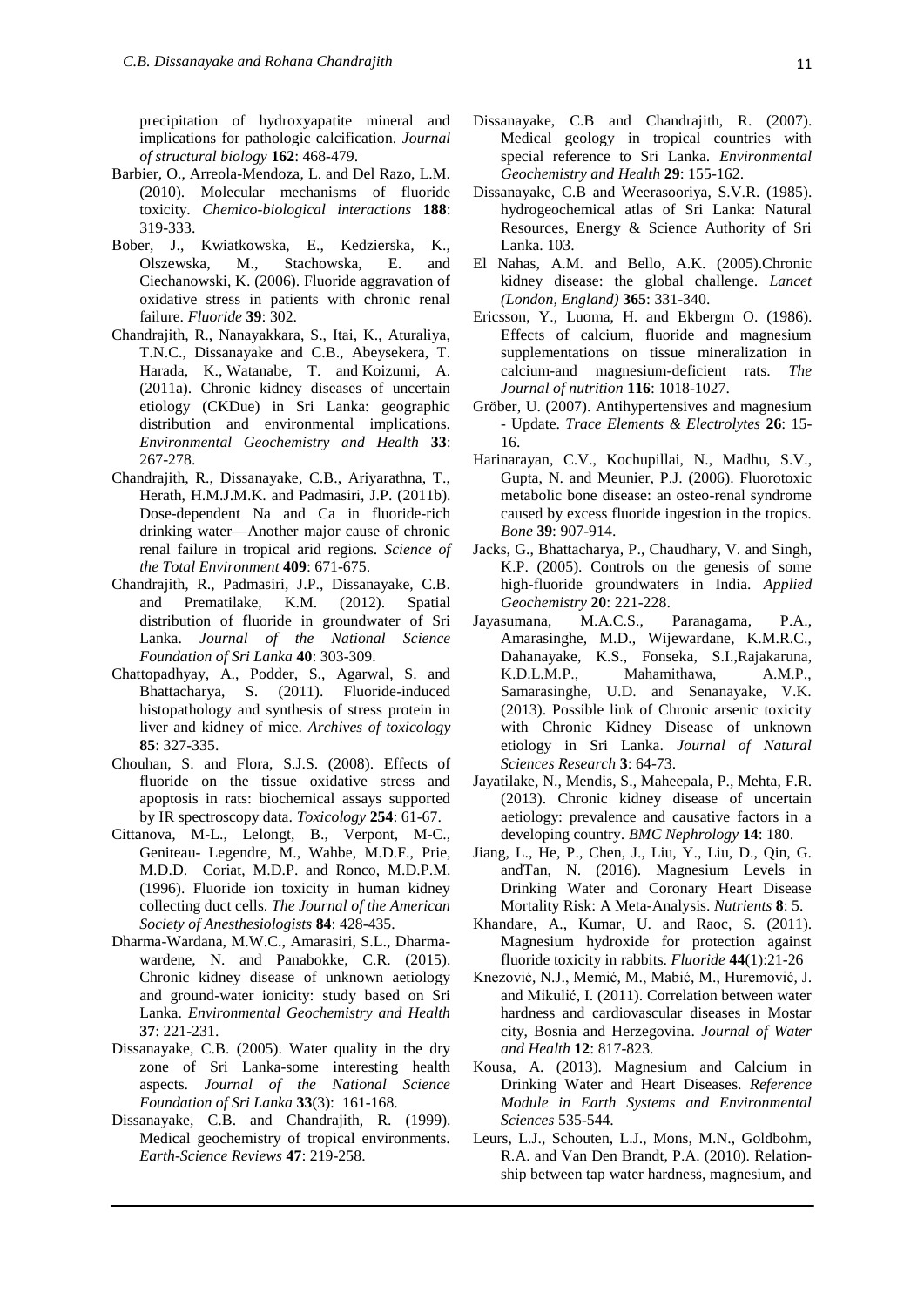precipitation of hydroxyapatite mineral and implications for pathologic calcification. *Journal of structural biology* **162**: 468-479.

Barbier, O., Arreola-Mendoza, L. and Del Razo, L.M. (2010). Molecular mechanisms of fluoride toxicity. *Chemico-biological interactions* **188**: 319-333.

Bober, J., Kwiatkowska, E., Kedzierska, K., Olszewska, M., Stachowska, E. and Ciechanowski, K. (2006). Fluoride aggravation of oxidative stress in patients with chronic renal failure. *Fluoride* **39**: 302.

Chandrajith, R., Nanayakkara, S., Itai, K., Aturaliya, T.N.C., Dissanayake and C.B., Abeysekera, T. Harada, K., Watanabe, T. and Koizumi, A. (2011a). Chronic kidney diseases of uncertain etiology (CKDue) in Sri Lanka: geographic distribution and environmental implications. *Environmental Geochemistry and Health* **33**: 267-278.

Chandrajith, R., Dissanayake, C.B., Ariyarathna, T., Herath, H.M.J.M.K. and Padmasiri, J.P. (2011b). Dose-dependent Na and Ca in fluoride-rich drinking water—Another major cause of chronic renal failure in tropical arid regions. *Science of the Total Environment* **409**: 671-675.

Chandrajith, R., Padmasiri, J.P., Dissanayake, C.B. and Prematilake, K.M. (2012). Spatial distribution of fluoride in groundwater of Sri Lanka. *Journal of the National Science Foundation of Sri Lanka* **40**: 303-309.

Chattopadhyay, A., Podder, S., Agarwal, S. and Bhattacharya, S. (2011). Fluoride-induced histopathology and synthesis of stress protein in liver and kidney of mice. *Archives of toxicology* **85**: 327-335.

Chouhan, S. and Flora, S.J.S. (2008). Effects of fluoride on the tissue oxidative stress and apoptosis in rats: biochemical assays supported by IR spectroscopy data. *Toxicology* **254**: 61-67.

Cittanova, M-L., Lelongt, B., Verpont, M-C., Geniteau- Legendre, M., Wahbe, M.D.F., Prie, M.D.D. Coriat, M.D.P. and Ronco, M.D.P.M. (1996). Fluoride ion toxicity in human kidney collecting duct cells. *The Journal of the American Society of Anesthesiologists* **84**: 428-435.

Dharma-Wardana, M.W.C., Amarasiri, S.L., Dharma-wardene, N. and Panabokke, C.R. (2015). Chronic kidney disease of unknown aetiology and ground-water ionicity: study based on Sri Lanka. *Environmental Geochemistry and Health* **37**: 221-231.

Dissanayake, C.B. (2005). Water quality in the dry zone of Sri Lanka-some interesting health aspects. *Journal of the National Science Foundation of Sri Lanka* **33**(3): 161-168.

Dissanayake, C.B. and Chandrajith, R. (1999). Medical geochemistry of tropical environments. *Earth-Science Reviews* **47**: 219-258.

Dissanayake, C.B and Chandrajith, R. (2007). Medical geology in tropical countries with special reference to Sri Lanka. *Environmental Geochemistry and Health* **29**: 155-162.

Dissanayake, C.B and Weerasooriya, S.V.R. (1985). hydrogeochemical atlas of Sri Lanka: Natural Resources, Energy & Science Authority of Sri Lanka. 103.

El Nahas, A.M. and Bello, A.K. (2005).Chronic kidney disease: the global challenge. *Lancet (London, England)* **365**: 331-340.

Ericsson, Y., Luoma, H. and Ekbergm O. (1986). Effects of calcium, fluoride and magnesium supplementations on tissue mineralization in calcium-and magnesium-deficient rats. *The Journal of nutrition* **116**: 1018-1027.

Gröber, U. (2007). Antihypertensives and magnesium - Update. *Trace Elements & Electrolytes* **26**: 15-16.

Harinarayan, C.V., Kochupillai, N., Madhu, S.V., Gupta, N. and Meunier, P.J. (2006). Fluorotoxic metabolic bone disease: an osteo-renal syndrome caused by excess fluoride ingestion in the tropics. *Bone* **39**: 907-914.

Jacks, G., Bhattacharya, P., Chaudhary, V. and Singh, K.P. (2005). Controls on the genesis of some high-fluoride groundwaters in India. *Applied Geochemistry* **20**: 221-228.

Jayasumana, M.A.C.S., Paranagama, P.A., Amarasinghe, M.D., Wijewardane, K.M.R.C., Dahanayake, K.S., Fonseka, S.I.,Rajakaruna, K.D.L.M.P., Mahamithawa, A.M.P., Samarasinghe, U.D. and Senanayake, V.K. (2013). Possible link of Chronic arsenic toxicity with Chronic Kidney Disease of unknown etiology in Sri Lanka. *Journal of Natural Sciences Research* **3**: 64-73.

Jayatilake, N., Mendis, S., Maheepala, P., Mehta, F.R. (2013). Chronic kidney disease of uncertain aetiology: prevalence and causative factors in a developing country. *BMC Nephrology* **14**: 180.

Jiang, L., He, P., Chen, J., Liu, Y., Liu, D., Qin, G. andTan, N. (2016). Magnesium Levels in Drinking Water and Coronary Heart Disease Mortality Risk: A Meta-Analysis. *Nutrients* **8**: 5.

Khandare, A., Kumar, U. and Raoc, S. (2011). Magnesium hydroxide for protection against fluoride toxicity in rabbits. *Fluoride* **44**(1):21-26

Knezović, N.J., Memić, M., Mabić, M., Huremović, J. and Mikulić, I. (2011). Correlation between water hardness and cardiovascular diseases in Mostar city, Bosnia and Herzegovina. *Journal of Water and Health* **12**: 817-823.

Kousa, A. (2013). Magnesium and Calcium in Drinking Water and Heart Diseases. *Reference Module in Earth Systems and Environmental Sciences* 535-544.

Leurs, L.J., Schouten, L.J., Mons, M.N., Goldbohm, R.A. and Van Den Brandt, P.A. (2010). Relationship between tap water hardness, magnesium, and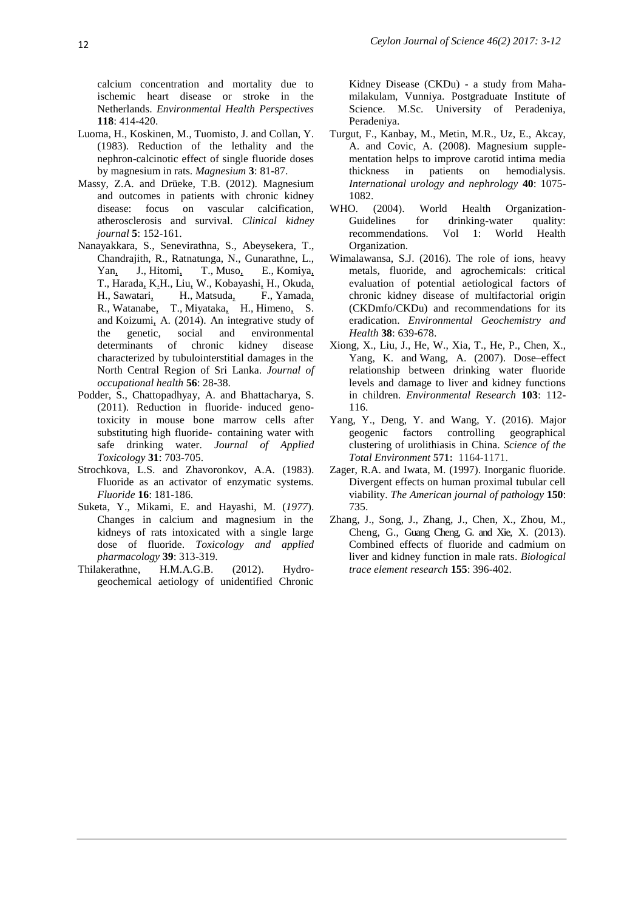calcium concentration and mortality due to ischemic heart disease or stroke in the Netherlands. *Environmental Health Perspectives* **118**: 414-420.

Luoma, H., Koskinen, M., Tuomisto, J. and Collan, Y. (1983). Reduction of the lethality and the nephron-calcinotic effect of single fluoride doses by magnesium in rats. *Magnesium* **3**: 81-87.

Massy, Z.A. and Drüeke, T.B. (2012). Magnesium and outcomes in patients with chronic kidney disease: focus on vascular calcification, atherosclerosis and survival. *Clinical kidney journal* **5**: 152-161.

Nanayakkara, S., Senevirathna, S., Abeysekera, T., Chandrajith, R., Ratnatunga, N., Gunarathne, L., Yan, J., Hitomi, T., Muso, E., Komiya, T., Harada, K.H., Liu, W., Kobayashi, H., Okuda, H., Sawatari, H., Matsuda, F., Yamada, R., Watanabe, T., Miyataka, H., Himeno, S. and Koizumi, A. (2014). An integrative study of the genetic, social and environmental determinants of chronic kidney disease characterized by tubulointerstitial damages in the North Central Region of Sri Lanka. *Journal of occupational health* **56**: 28-38.

Podder, S., Chattopadhyay, A. and Bhattacharya, S. (2011). Reduction in fluoride‐ induced genotoxicity in mouse bone marrow cells after substituting high fluoride‐ containing water with safe drinking water. *Journal of Applied Toxicology* **31**: 703-705.

Strochkova, L.S. and Zhavoronkov, A.A. (1983). Fluoride as an activator of enzymatic systems. *Fluoride* **16**: 181-186.

Suketa, Y., Mikami, E. and Hayashi, M. (*1977*). Changes in calcium and magnesium in the kidneys of rats intoxicated with a single large dose of fluoride. *Toxicology and applied pharmacology* **39**: 313-319.

Thilakerathne, H.M.A.G.B. (2012). Hydrogeochemical aetiology of unidentified Chronic Kidney Disease (CKDu) - a study from Mahamilakulam, Vunniya. Postgraduate Institute of Science. M.Sc. University of Peradeniya, Peradeniya.

Turgut, F., Kanbay, M., Metin, M.R., Uz, E., Akcay, A. and Covic, A. (2008). Magnesium supplementation helps to improve carotid intima media thickness in patients on hemodialysis. *International urology and nephrology* **40**: 1075-1082.

WHO. (2004). World Health Organization-Guidelines for drinking-water quality: recommendations. Vol 1: World Health Organization.

Wimalawansa, S.J. (2016). The role of ions, heavy metals, fluoride, and agrochemicals: critical evaluation of potential aetiological factors of chronic kidney disease of multifactorial origin (CKDmfo/CKDu) and recommendations for its eradication. *Environmental Geochemistry and Health* **38**: 639-678.

Xiong, X., Liu, J., He, W., Xia, T., He, P., Chen, X., Yang, K. and Wang, A. (2007). Dose–effect relationship between drinking water fluoride levels and damage to liver and kidney functions in children. *Environmental Research* **103**: 112-116.

Yang, Y., Deng, Y. and Wang, Y. (2016). Major geogenic factors controlling geographical clustering of urolithiasis in China. *Science of the Total Environment* **571:** 1164-1171.

Zager, R.A. and Iwata, M. (1997). Inorganic fluoride. Divergent effects on human proximal tubular cell viability. *The American journal of pathology* **150**: 735.

Zhang, J., Song, J., Zhang, J., Chen, X., Zhou, M., Cheng, G., Guang Cheng, G. and Xie, X. (2013). Combined effects of fluoride and cadmium on liver and kidney function in male rats. *Biological trace element research* **155**: 396-402.